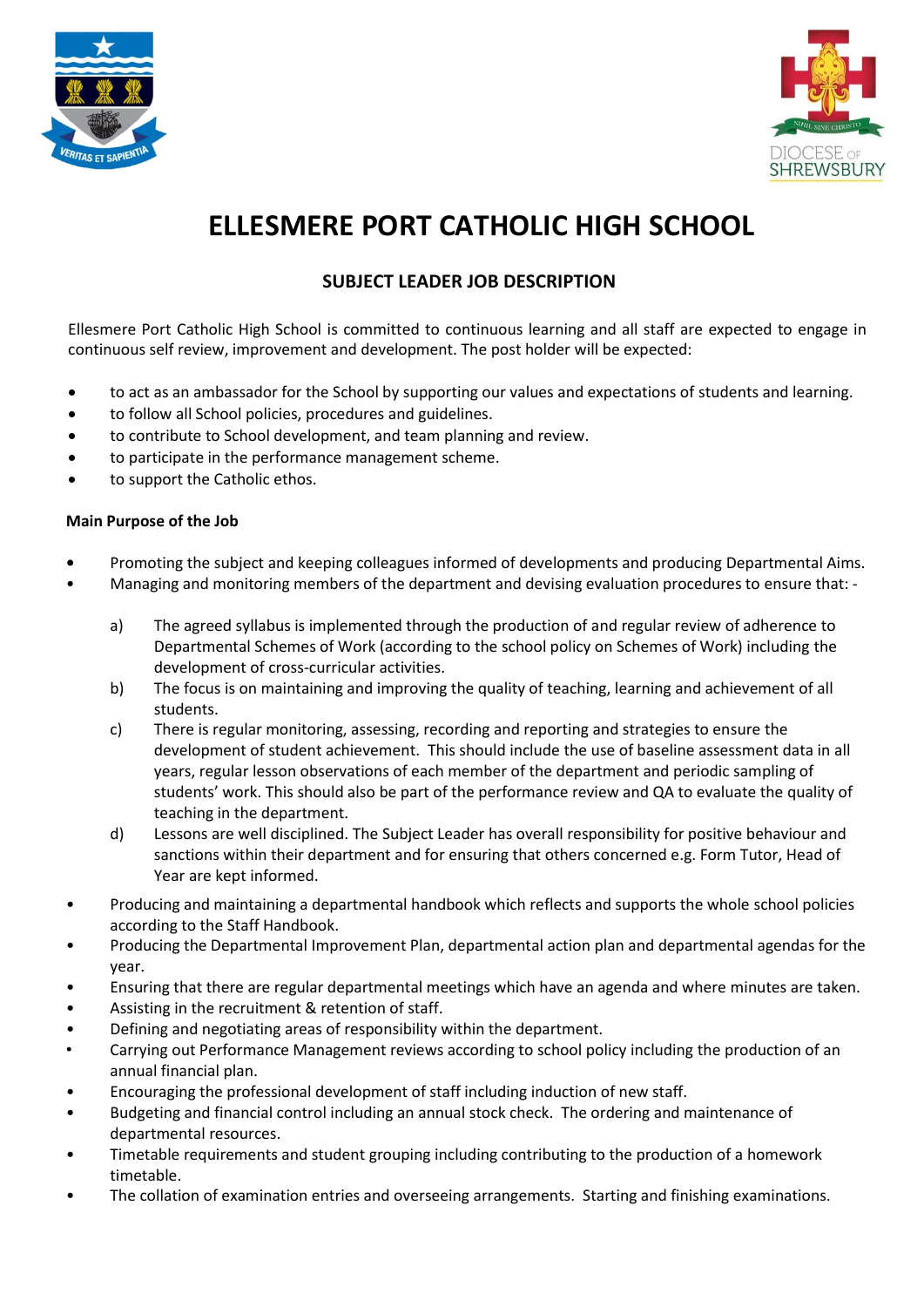# ELLESMERE PORT CATHOLIC HIGH SCHOOL

## SUBJECT LEADER JOB DESCRIPTION

Ellesmere Port Catholic High School is committed to continuous learning and all staff are expected to engage in continuous self review, improvement and development. The post holder will be expected:

- to act as an ambassador for the School by supporting our values and expectations of students and learning.
- to follow all School policies, procedures and guidelines.
- to contribute to School development, and team planning and review.
- to participate in the performance management scheme.
- to support the Catholic ethos.

**Main Purpose of the Job**

- Promoting the subject and keeping colleagues informed of developments and producing Departmental Aims.
- Managing and monitoring members of the department and devising evaluation procedures to ensure that: -

  a) The agreed syllabus is implemented through the production of and regular review of adherence to Departmental Schemes of Work (according to the school policy on Schemes of Work) including the development of cross-curricular activities.
  
  b) The focus is on maintaining and improving the quality of teaching, learning and achievement of all students.
  
  c) There is regular monitoring, assessing, recording and reporting and strategies to ensure the development of student achievement. This should include the use of baseline assessment data in all years, regular lesson observations of each member of the department and periodic sampling of students' work. This should also be part of the performance review and QA to evaluate the quality of teaching in the department.
  
  d) Lessons are well disciplined. The Subject Leader has overall responsibility for positive behaviour and sanctions within their department and for ensuring that others concerned e.g. Form Tutor, Head of Year are kept informed.

- Producing and maintaining a departmental handbook which reflects and supports the whole school policies according to the Staff Handbook.
- Producing the Departmental Improvement Plan, departmental action plan and departmental agendas for the year.
- Ensuring that there are regular departmental meetings which have an agenda and where minutes are taken.
- Assisting in the recruitment & retention of staff.
- Defining and negotiating areas of responsibility within the department.
- Carrying out Performance Management reviews according to school policy including the production of an annual financial plan.
- Encouraging the professional development of staff including induction of new staff.
- Budgeting and financial control including an annual stock check. The ordering and maintenance of departmental resources.
- Timetable requirements and student grouping including contributing to the production of a homework timetable.
- The collation of examination entries and overseeing arrangements. Starting and finishing examinations.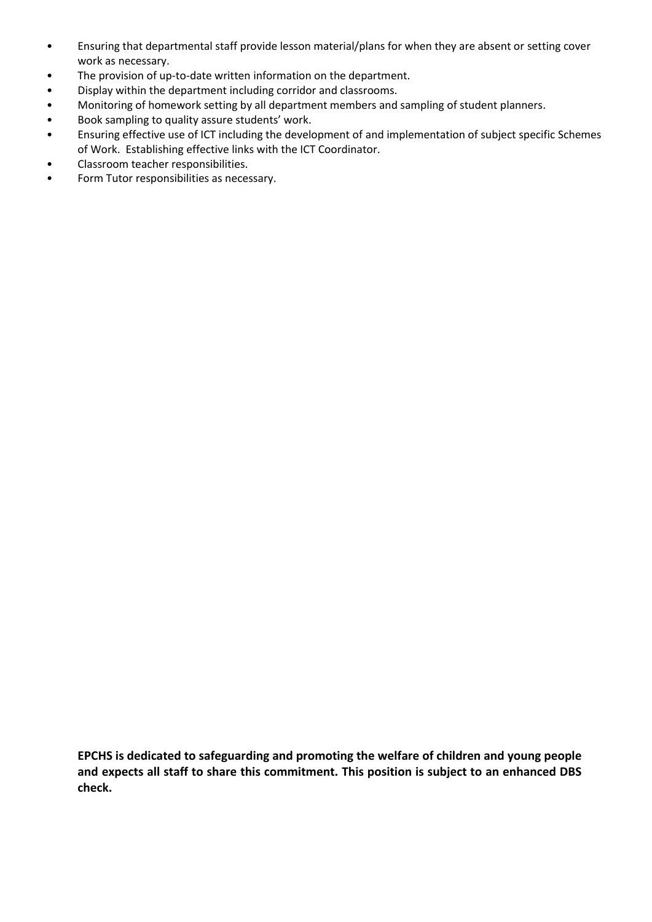- Ensuring that departmental staff provide lesson material/plans for when they are absent or setting cover work as necessary.
- The provision of up-to-date written information on the department.
- Display within the department including corridor and classrooms.
- Monitoring of homework setting by all department members and sampling of student planners.
- Book sampling to quality assure students' work.
- Ensuring effective use of ICT including the development of and implementation of subject specific Schemes of Work. Establishing effective links with the ICT Coordinator.
- Classroom teacher responsibilities.
- Form Tutor responsibilities as necessary.

**EPCHS is dedicated to safeguarding and promoting the welfare of children and young people and expects all staff to share this commitment. This position is subject to an enhanced DBS check.**